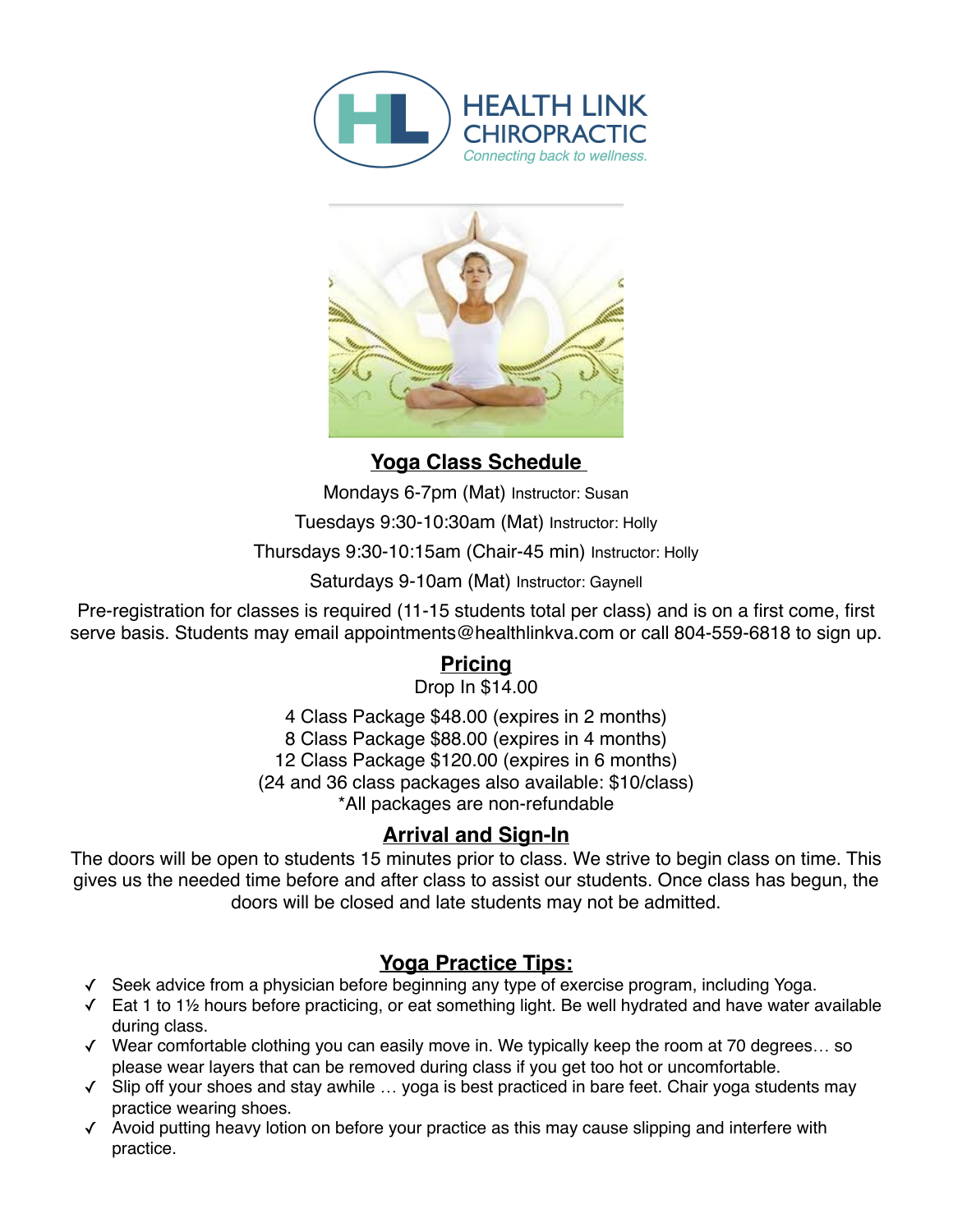HEALTH LINK CHIROPRACTIC

*Connecting back to wellness.*

## Yoga Class Schedule

Mondays 6-7pm (Mat) Instructor: Susan

Tuesdays 9:30-10:30am (Mat) Instructor: Holly

Thursdays 9:30-10:15am (Chair-45 min) Instructor: Holly

Saturdays 9-10am (Mat) Instructor: Gaynell

Pre-registration for classes is required (11-15 students total per class) and is on a first come, first serve basis. Students may email appointments@healthlinkva.com or call 804-559-6818 to sign up.

## Pricing

Drop In $14.00

4 Class Package $48.00 (expires in 2 months)
8 Class Package $88.00 (expires in 4 months)
12 Class Package $120.00 (expires in 6 months)
(24 and 36 class packages also available: $10/class)
*All packages are non-refundable

## Arrival and Sign-In

The doors will be open to students 15 minutes prior to class. We strive to begin class on time. This gives us the needed time before and after class to assist our students. Once class has begun, the doors will be closed and late students may not be admitted.

## Yoga Practice Tips:

- ✓ Seek advice from a physician before beginning any type of exercise program, including Yoga.
- ✓ Eat 1 to 1½ hours before practicing, or eat something light. Be well hydrated and have water available during class.
- ✓ Wear comfortable clothing you can easily move in. We typically keep the room at 70 degrees… so please wear layers that can be removed during class if you get too hot or uncomfortable.
- ✓ Slip off your shoes and stay awhile … yoga is best practiced in bare feet. Chair yoga students may practice wearing shoes.
- ✓ Avoid putting heavy lotion on before your practice as this may cause slipping and interfere with practice.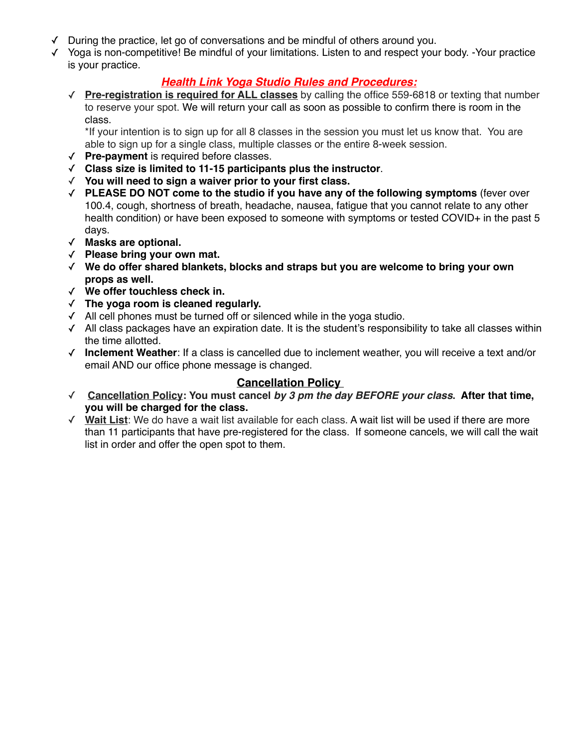- ✓ During the practice, let go of conversations and be mindful of others around you.
- ✓ Yoga is non-competitive! Be mindful of your limitations. Listen to and respect your body. -Your practice is your practice.

## ***Health Link Yoga Studio Rules and Procedures:***

- ✓ **Pre-registration is required for ALL classes** by calling the office 559-6818 or texting that number to reserve your spot. We will return your call as soon as possible to confirm there is room in the class.
  *If your intention is to sign up for all 8 classes in the session you must let us know that. You are able to sign up for a single class, multiple classes or the entire 8-week session.
- ✓ **Pre-payment** is required before classes.
- ✓ **Class size is limited to 11-15 participants plus the instructor**.
- ✓ **You will need to sign a waiver prior to your first class.**
- ✓ **PLEASE DO NOT come to the studio if you have any of the following symptoms** (fever over 100.4, cough, shortness of breath, headache, nausea, fatigue that you cannot relate to any other health condition) or have been exposed to someone with symptoms or tested COVID+ in the past 5 days.
- ✓ **Masks are optional.**
- ✓ **Please bring your own mat.**
- ✓ **We do offer shared blankets, blocks and straps but you are welcome to bring your own props as well.**
- ✓ **We offer touchless check in.**
- ✓ **The yoga room is cleaned regularly.**
- ✓ All cell phones must be turned off or silenced while in the yoga studio.
- ✓ All class packages have an expiration date. It is the student's responsibility to take all classes within the time allotted.
- ✓ **Inclement Weather**: If a class is cancelled due to inclement weather, you will receive a text and/or email AND our office phone message is changed.

## Cancellation Policy

- ✓ **Cancellation Policy: You must cancel *by 3 pm the day BEFORE your class*. After that time, you will be charged for the class.**
- ✓ **Wait List**: We do have a wait list available for each class. A wait list will be used if there are more than 11 participants that have pre-registered for the class. If someone cancels, we will call the wait list in order and offer the open spot to them.